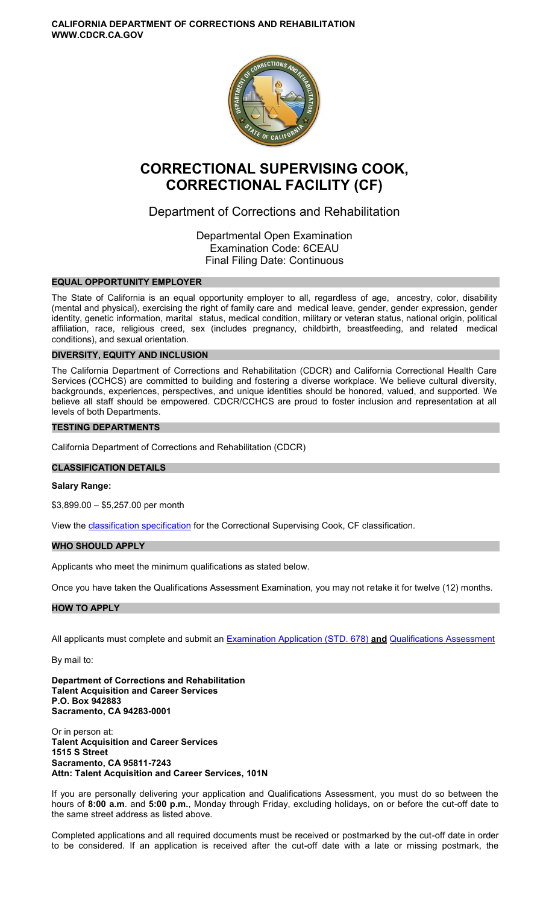**CALIFORNIA DEPARTMENT OF CORRECTIONS AND REHABILITATION**
**WWW.CDCR.CA.GOV**

# CORRECTIONAL SUPERVISING COOK, CORRECTIONAL FACILITY (CF)

## Department of Corrections and Rehabilitation

Departmental Open Examination
Examination Code: 6CEAU
Final Filing Date: Continuous

### EQUAL OPPORTUNITY EMPLOYER

The State of California is an equal opportunity employer to all, regardless of age, ancestry, color, disability (mental and physical), exercising the right of family care and medical leave, gender, gender expression, gender identity, genetic information, marital status, medical condition, military or veteran status, national origin, political affiliation, race, religious creed, sex (includes pregnancy, childbirth, breastfeeding, and related medical conditions), and sexual orientation.

### DIVERSITY, EQUITY AND INCLUSION

The California Department of Corrections and Rehabilitation (CDCR) and California Correctional Health Care Services (CCHCS) are committed to building and fostering a diverse workplace. We believe cultural diversity, backgrounds, experiences, perspectives, and unique identities should be honored, valued, and supported. We believe all staff should be empowered. CDCR/CCHCS are proud to foster inclusion and representation at all levels of both Departments.

### TESTING DEPARTMENTS

California Department of Corrections and Rehabilitation (CDCR)

### CLASSIFICATION DETAILS

**Salary Range:**

$3,899.00 – $5,257.00 per month

View the classification specification for the Correctional Supervising Cook, CF classification.

### WHO SHOULD APPLY

Applicants who meet the minimum qualifications as stated below.

Once you have taken the Qualifications Assessment Examination, you may not retake it for twelve (12) months.

### HOW TO APPLY

All applicants must complete and submit an Examination Application (STD. 678) **and** Qualifications Assessment

By mail to:

**Department of Corrections and Rehabilitation**
**Talent Acquisition and Career Services**
**P.O. Box 942883**
**Sacramento, CA 94283-0001**

Or in person at:
**Talent Acquisition and Career Services**
**1515 S Street**
**Sacramento, CA 95811-7243**
**Attn: Talent Acquisition and Career Services, 101N**

If you are personally delivering your application and Qualifications Assessment, you must do so between the hours of **8:00 a.m**. and **5:00 p.m.**, Monday through Friday, excluding holidays, on or before the cut-off date to the same street address as listed above.

Completed applications and all required documents must be received or postmarked by the cut-off date in order to be considered. If an application is received after the cut-off date with a late or missing postmark, the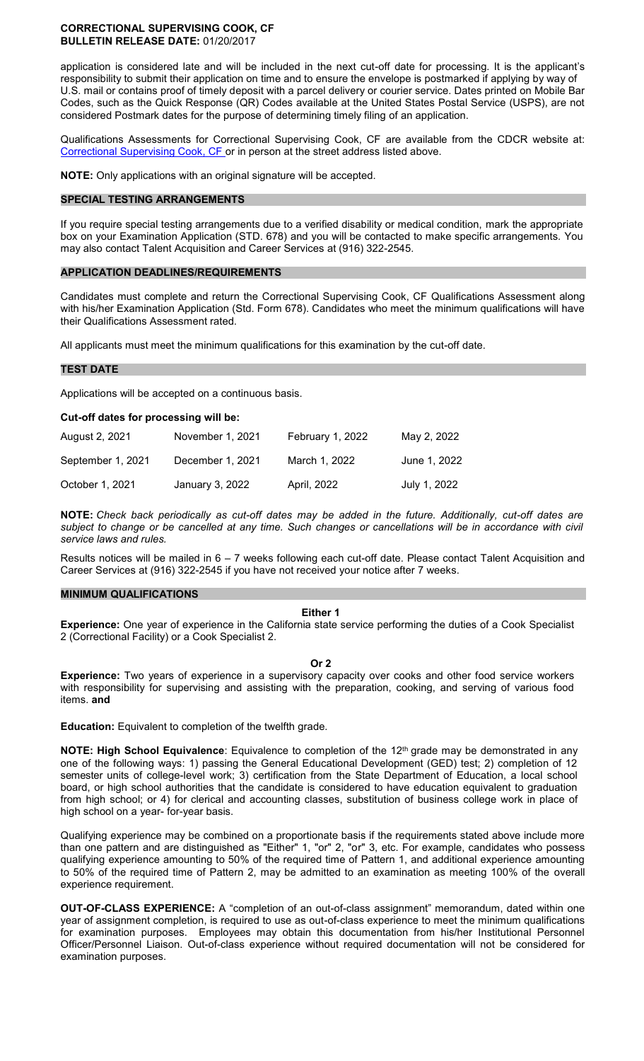application is considered late and will be included in the next cut-off date for processing. It is the applicant's responsibility to submit their application on time and to ensure the envelope is postmarked if applying by way of U.S. mail or contains proof of timely deposit with a parcel delivery or courier service. Dates printed on Mobile Bar Codes, such as the Quick Response (QR) Codes available at the United States Postal Service (USPS), are not considered Postmark dates for the purpose of determining timely filing of an application.

Qualifications Assessments for Correctional Supervising Cook, CF are available from the CDCR website at: Correctional Supervising Cook, CF or in person at the street address listed above.

**NOTE:** Only applications with an original signature will be accepted.

## SPECIAL TESTING ARRANGEMENTS

If you require special testing arrangements due to a verified disability or medical condition, mark the appropriate box on your Examination Application (STD. 678) and you will be contacted to make specific arrangements. You may also contact Talent Acquisition and Career Services at (916) 322-2545.

## APPLICATION DEADLINES/REQUIREMENTS

Candidates must complete and return the Correctional Supervising Cook, CF Qualifications Assessment along with his/her Examination Application (Std. Form 678). Candidates who meet the minimum qualifications will have their Qualifications Assessment rated.

All applicants must meet the minimum qualifications for this examination by the cut-off date.

## TEST DATE

Applications will be accepted on a continuous basis.

**Cut-off dates for processing will be:**

| | | | |
|---|---|---|---|
| August 2, 2021 | November 1, 2021 | February 1, 2022 | May 2, 2022 |
| September 1, 2021 | December 1, 2021 | March 1, 2022 | June 1, 2022 |
| October 1, 2021 | January 3, 2022 | April, 2022 | July 1, 2022 |

**NOTE:** *Check back periodically as cut-off dates may be added in the future. Additionally, cut-off dates are subject to change or be cancelled at any time. Such changes or cancellations will be in accordance with civil service laws and rules.*

Results notices will be mailed in 6 – 7 weeks following each cut-off date. Please contact Talent Acquisition and Career Services at (916) 322-2545 if you have not received your notice after 7 weeks.

## MINIMUM QUALIFICATIONS

**Either 1**

**Experience:** One year of experience in the California state service performing the duties of a Cook Specialist 2 (Correctional Facility) or a Cook Specialist 2.

**Or 2**

**Experience:** Two years of experience in a supervisory capacity over cooks and other food service workers with responsibility for supervising and assisting with the preparation, cooking, and serving of various food items. **and**

**Education:** Equivalent to completion of the twelfth grade.

**NOTE: High School Equivalence**: Equivalence to completion of the 12th grade may be demonstrated in any one of the following ways: 1) passing the General Educational Development (GED) test; 2) completion of 12 semester units of college-level work; 3) certification from the State Department of Education, a local school board, or high school authorities that the candidate is considered to have education equivalent to graduation from high school; or 4) for clerical and accounting classes, substitution of business college work in place of high school on a year- for-year basis.

Qualifying experience may be combined on a proportionate basis if the requirements stated above include more than one pattern and are distinguished as "Either" 1, "or" 2, "or" 3, etc. For example, candidates who possess qualifying experience amounting to 50% of the required time of Pattern 1, and additional experience amounting to 50% of the required time of Pattern 2, may be admitted to an examination as meeting 100% of the overall experience requirement.

**OUT-OF-CLASS EXPERIENCE:** A "completion of an out-of-class assignment" memorandum, dated within one year of assignment completion, is required to use as out-of-class experience to meet the minimum qualifications for examination purposes. Employees may obtain this documentation from his/her Institutional Personnel Officer/Personnel Liaison. Out-of-class experience without required documentation will not be considered for examination purposes.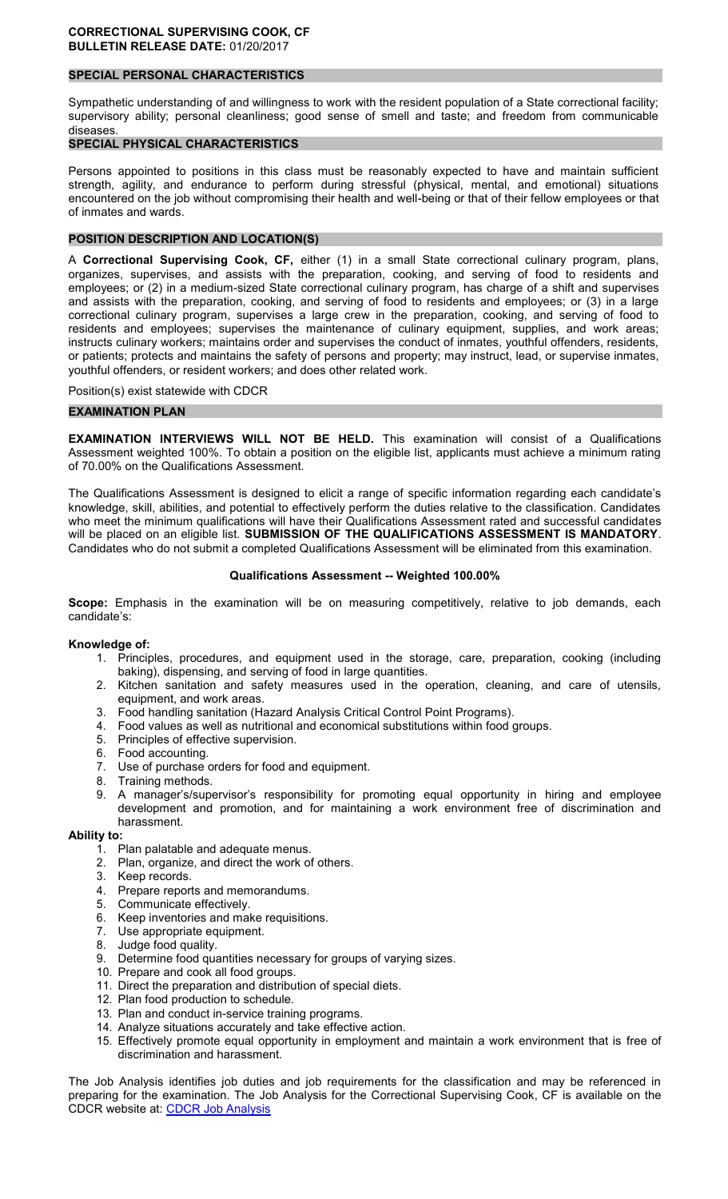**CORRECTIONAL SUPERVISING COOK, CF**
**BULLETIN RELEASE DATE:** 01/20/2017

## SPECIAL PERSONAL CHARACTERISTICS

Sympathetic understanding of and willingness to work with the resident population of a State correctional facility; supervisory ability; personal cleanliness; good sense of smell and taste; and freedom from communicable diseases.

## SPECIAL PHYSICAL CHARACTERISTICS

Persons appointed to positions in this class must be reasonably expected to have and maintain sufficient strength, agility, and endurance to perform during stressful (physical, mental, and emotional) situations encountered on the job without compromising their health and well-being or that of their fellow employees or that of inmates and wards.

## POSITION DESCRIPTION AND LOCATION(S)

A **Correctional Supervising Cook, CF,** either (1) in a small State correctional culinary program, plans, organizes, supervises, and assists with the preparation, cooking, and serving of food to residents and employees; or (2) in a medium-sized State correctional culinary program, has charge of a shift and supervises and assists with the preparation, cooking, and serving of food to residents and employees; or (3) in a large correctional culinary program, supervises a large crew in the preparation, cooking, and serving of food to residents and employees; supervises the maintenance of culinary equipment, supplies, and work areas; instructs culinary workers; maintains order and supervises the conduct of inmates, youthful offenders, residents, or patients; protects and maintains the safety of persons and property; may instruct, lead, or supervise inmates, youthful offenders, or resident workers; and does other related work.

Position(s) exist statewide with CDCR

## EXAMINATION PLAN

**EXAMINATION INTERVIEWS WILL NOT BE HELD.** This examination will consist of a Qualifications Assessment weighted 100%. To obtain a position on the eligible list, applicants must achieve a minimum rating of 70.00% on the Qualifications Assessment.

The Qualifications Assessment is designed to elicit a range of specific information regarding each candidate's knowledge, skill, abilities, and potential to effectively perform the duties relative to the classification. Candidates who meet the minimum qualifications will have their Qualifications Assessment rated and successful candidates will be placed on an eligible list. **SUBMISSION OF THE QUALIFICATIONS ASSESSMENT IS MANDATORY**. Candidates who do not submit a completed Qualifications Assessment will be eliminated from this examination.

### Qualifications Assessment -- Weighted 100.00%

**Scope:** Emphasis in the examination will be on measuring competitively, relative to job demands, each candidate's:

**Knowledge of:**

1. Principles, procedures, and equipment used in the storage, care, preparation, cooking (including baking), dispensing, and serving of food in large quantities.
2. Kitchen sanitation and safety measures used in the operation, cleaning, and care of utensils, equipment, and work areas.
3. Food handling sanitation (Hazard Analysis Critical Control Point Programs).
4. Food values as well as nutritional and economical substitutions within food groups.
5. Principles of effective supervision.
6. Food accounting.
7. Use of purchase orders for food and equipment.
8. Training methods.
9. A manager's/supervisor's responsibility for promoting equal opportunity in hiring and employee development and promotion, and for maintaining a work environment free of discrimination and harassment.

**Ability to:**

1. Plan palatable and adequate menus.
2. Plan, organize, and direct the work of others.
3. Keep records.
4. Prepare reports and memorandums.
5. Communicate effectively.
6. Keep inventories and make requisitions.
7. Use appropriate equipment.
8. Judge food quality.
9. Determine food quantities necessary for groups of varying sizes.
10. Prepare and cook all food groups.
11. Direct the preparation and distribution of special diets.
12. Plan food production to schedule.
13. Plan and conduct in-service training programs.
14. Analyze situations accurately and take effective action.
15. Effectively promote equal opportunity in employment and maintain a work environment that is free of discrimination and harassment.

The Job Analysis identifies job duties and job requirements for the classification and may be referenced in preparing for the examination. The Job Analysis for the Correctional Supervising Cook, CF is available on the CDCR website at: CDCR Job Analysis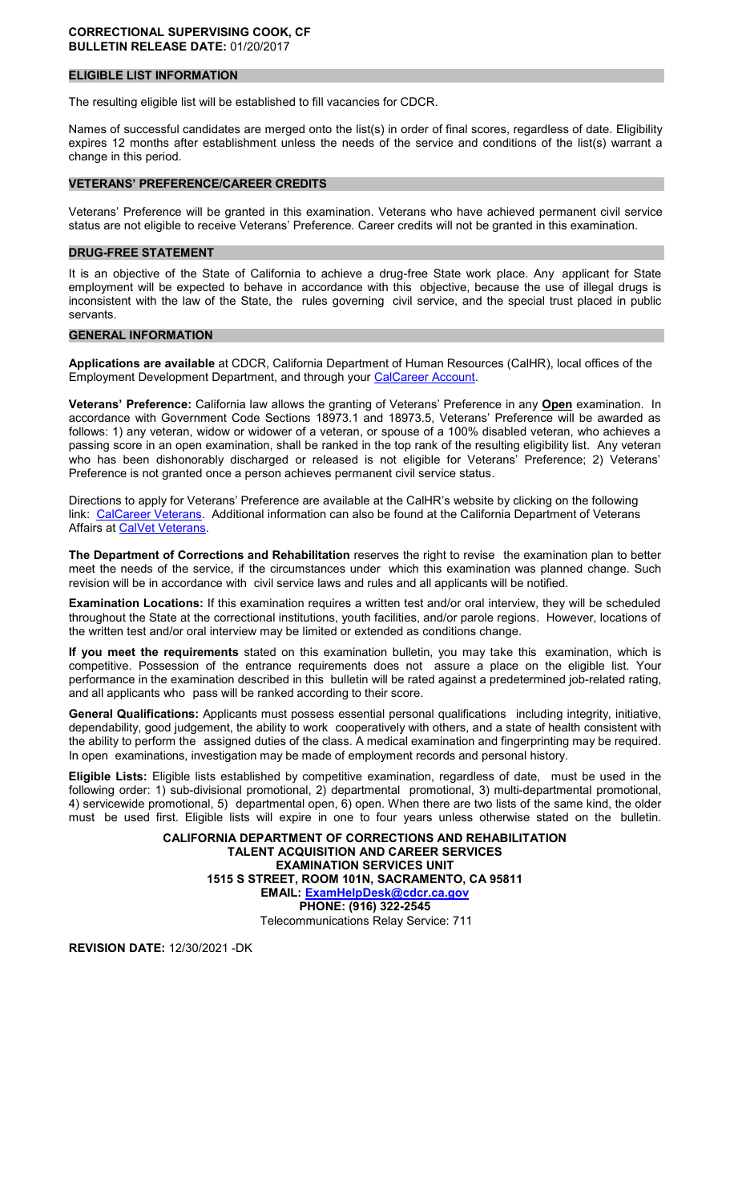**CORRECTIONAL SUPERVISING COOK, CF**
**BULLETIN RELEASE DATE:** 01/20/2017

## ELIGIBLE LIST INFORMATION

The resulting eligible list will be established to fill vacancies for CDCR.

Names of successful candidates are merged onto the list(s) in order of final scores, regardless of date. Eligibility expires 12 months after establishment unless the needs of the service and conditions of the list(s) warrant a change in this period.

## VETERANS' PREFERENCE/CAREER CREDITS

Veterans' Preference will be granted in this examination. Veterans who have achieved permanent civil service status are not eligible to receive Veterans' Preference. Career credits will not be granted in this examination.

## DRUG-FREE STATEMENT

It is an objective of the State of California to achieve a drug-free State work place. Any applicant for State employment will be expected to behave in accordance with this objective, because the use of illegal drugs is inconsistent with the law of the State, the rules governing civil service, and the special trust placed in public servants.

## GENERAL INFORMATION

**Applications are available** at CDCR, California Department of Human Resources (CalHR), local offices of the Employment Development Department, and through your CalCareer Account.

**Veterans' Preference:** California law allows the granting of Veterans' Preference in any **Open** examination. In accordance with Government Code Sections 18973.1 and 18973.5, Veterans' Preference will be awarded as follows: 1) any veteran, widow or widower of a veteran, or spouse of a 100% disabled veteran, who achieves a passing score in an open examination, shall be ranked in the top rank of the resulting eligibility list. Any veteran who has been dishonorably discharged or released is not eligible for Veterans' Preference; 2) Veterans' Preference is not granted once a person achieves permanent civil service status.

Directions to apply for Veterans' Preference are available at the CalHR's website by clicking on the following link: CalCareer Veterans. Additional information can also be found at the California Department of Veterans Affairs at CalVet Veterans.

**The Department of Corrections and Rehabilitation** reserves the right to revise the examination plan to better meet the needs of the service, if the circumstances under which this examination was planned change. Such revision will be in accordance with civil service laws and rules and all applicants will be notified.

**Examination Locations:** If this examination requires a written test and/or oral interview, they will be scheduled throughout the State at the correctional institutions, youth facilities, and/or parole regions. However, locations of the written test and/or oral interview may be limited or extended as conditions change.

**If you meet the requirements** stated on this examination bulletin, you may take this examination, which is competitive. Possession of the entrance requirements does not assure a place on the eligible list. Your performance in the examination described in this bulletin will be rated against a predetermined job-related rating, and all applicants who pass will be ranked according to their score.

**General Qualifications:** Applicants must possess essential personal qualifications including integrity, initiative, dependability, good judgement, the ability to work cooperatively with others, and a state of health consistent with the ability to perform the assigned duties of the class. A medical examination and fingerprinting may be required. In open examinations, investigation may be made of employment records and personal history.

**Eligible Lists:** Eligible lists established by competitive examination, regardless of date, must be used in the following order: 1) sub-divisional promotional, 2) departmental promotional, 3) multi-departmental promotional, 4) servicewide promotional, 5) departmental open, 6) open. When there are two lists of the same kind, the older must be used first. Eligible lists will expire in one to four years unless otherwise stated on the bulletin.

**CALIFORNIA DEPARTMENT OF CORRECTIONS AND REHABILITATION**
**TALENT ACQUISITION AND CAREER SERVICES**
**EXAMINATION SERVICES UNIT**
**1515 S STREET, ROOM 101N, SACRAMENTO, CA 95811**
**EMAIL: ExamHelpDesk@cdcr.ca.gov**
**PHONE: (916) 322-2545**
Telecommunications Relay Service: 711

**REVISION DATE:** 12/30/2021 -DK